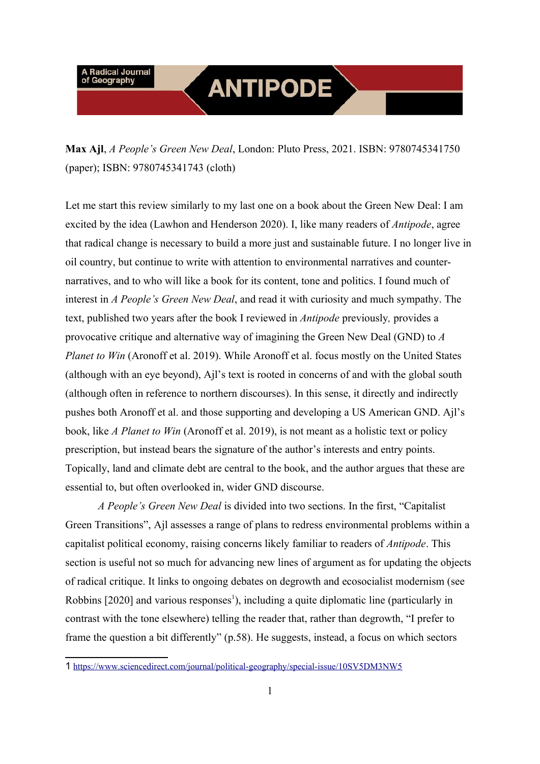**Max Ajl**, *A People's Green New Deal*, London: Pluto Press, 2021. ISBN: 9780745341750 (paper); ISBN: 9780745341743 (cloth)

Let me start this review similarly to my last one on a book about the Green New Deal: I am excited by the idea (Lawhon and Henderson 2020). I, like many readers of *Antipode*, agree that radical change is necessary to build a more just and sustainable future. I no longer live in oil country, but continue to write with attention to environmental narratives and counter-narratives, and to who will like a book for its content, tone and politics. I found much of interest in *A People's Green New Deal*, and read it with curiosity and much sympathy. The text, published two years after the book I reviewed in *Antipode* previously, provides a provocative critique and alternative way of imagining the Green New Deal (GND) to *A Planet to Win* (Aronoff et al. 2019). While Aronoff et al. focus mostly on the United States (although with an eye beyond), Ajl's text is rooted in concerns of and with the global south (although often in reference to northern discourses). In this sense, it directly and indirectly pushes both Aronoff et al. and those supporting and developing a US American GND. Ajl's book, like *A Planet to Win* (Aronoff et al. 2019), is not meant as a holistic text or policy prescription, but instead bears the signature of the author's interests and entry points. Topically, land and climate debt are central to the book, and the author argues that these are essential to, but often overlooked in, wider GND discourse.

*A People's Green New Deal* is divided into two sections. In the first, "Capitalist Green Transitions", Ajl assesses a range of plans to redress environmental problems within a capitalist political economy, raising concerns likely familiar to readers of *Antipode*. This section is useful not so much for advancing new lines of argument as for updating the objects of radical critique. It links to ongoing debates on degrowth and ecosocialist modernism (see Robbins [2020] and various responses[1]), including a quite diplomatic line (particularly in contrast with the tone elsewhere) telling the reader that, rather than degrowth, "I prefer to frame the question a bit differently" (p.58). He suggests, instead, a focus on which sectors

1 https://www.sciencedirect.com/journal/political-geography/special-issue/10SV5DM3NW5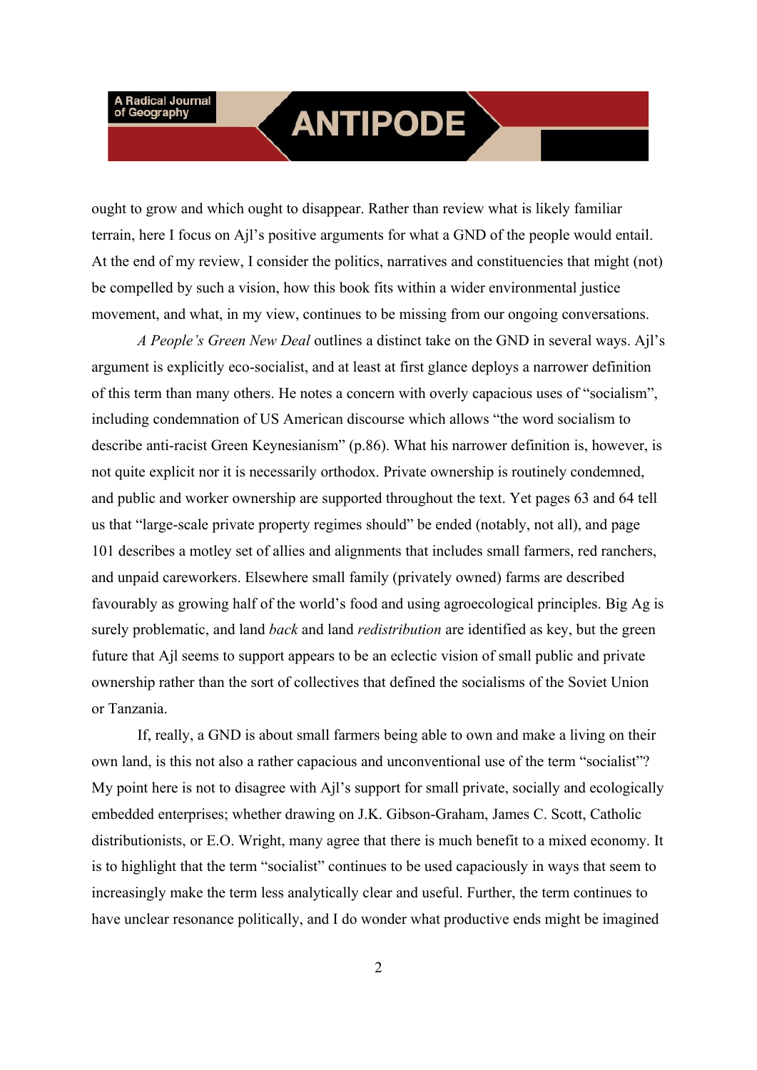ought to grow and which ought to disappear. Rather than review what is likely familiar terrain, here I focus on Ajl's positive arguments for what a GND of the people would entail. At the end of my review, I consider the politics, narratives and constituencies that might (not) be compelled by such a vision, how this book fits within a wider environmental justice movement, and what, in my view, continues to be missing from our ongoing conversations.

*A People's Green New Deal* outlines a distinct take on the GND in several ways. Ajl's argument is explicitly eco-socialist, and at least at first glance deploys a narrower definition of this term than many others. He notes a concern with overly capacious uses of "socialism", including condemnation of US American discourse which allows "the word socialism to describe anti-racist Green Keynesianism" (p.86). What his narrower definition is, however, is not quite explicit nor it is necessarily orthodox. Private ownership is routinely condemned, and public and worker ownership are supported throughout the text. Yet pages 63 and 64 tell us that "large-scale private property regimes should" be ended (notably, not all), and page 101 describes a motley set of allies and alignments that includes small farmers, red ranchers, and unpaid careworkers. Elsewhere small family (privately owned) farms are described favourably as growing half of the world's food and using agroecological principles. Big Ag is surely problematic, and land *back* and land *redistribution* are identified as key, but the green future that Ajl seems to support appears to be an eclectic vision of small public and private ownership rather than the sort of collectives that defined the socialisms of the Soviet Union or Tanzania.

If, really, a GND is about small farmers being able to own and make a living on their own land, is this not also a rather capacious and unconventional use of the term "socialist"? My point here is not to disagree with Ajl's support for small private, socially and ecologically embedded enterprises; whether drawing on J.K. Gibson-Graham, James C. Scott, Catholic distributionists, or E.O. Wright, many agree that there is much benefit to a mixed economy. It is to highlight that the term "socialist" continues to be used capaciously in ways that seem to increasingly make the term less analytically clear and useful. Further, the term continues to have unclear resonance politically, and I do wonder what productive ends might be imagined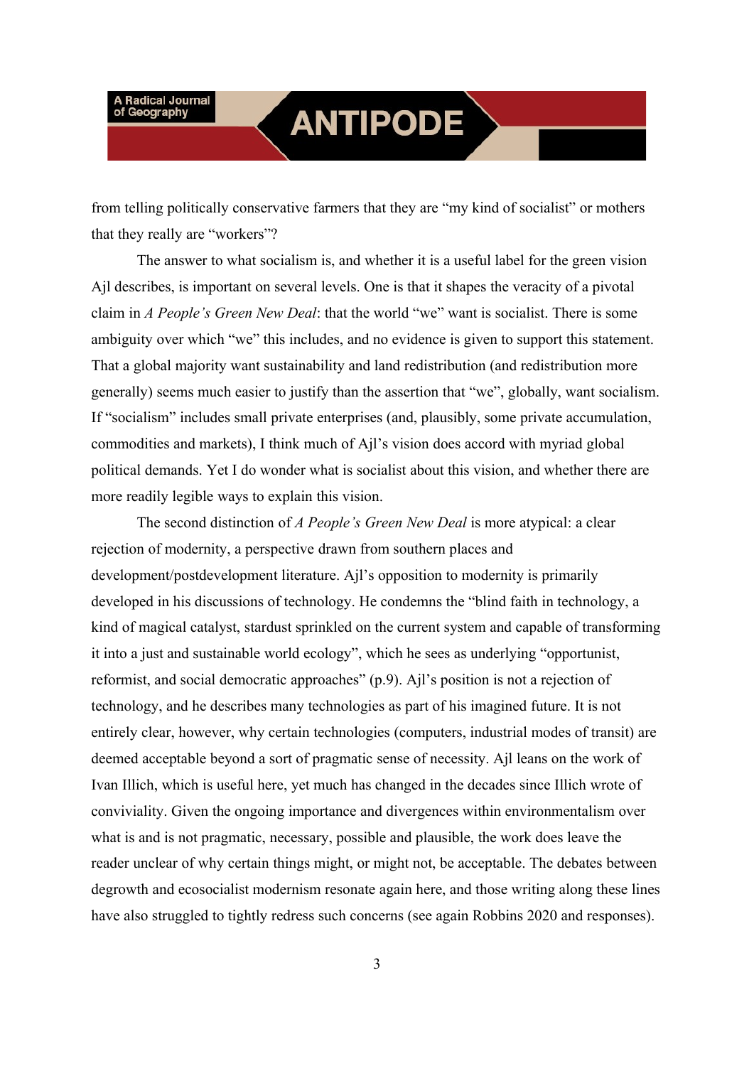from telling politically conservative farmers that they are "my kind of socialist" or mothers that they really are "workers"?

The answer to what socialism is, and whether it is a useful label for the green vision Ajl describes, is important on several levels. One is that it shapes the veracity of a pivotal claim in *A People's Green New Deal*: that the world "we" want is socialist. There is some ambiguity over which "we" this includes, and no evidence is given to support this statement. That a global majority want sustainability and land redistribution (and redistribution more generally) seems much easier to justify than the assertion that "we", globally, want socialism. If "socialism" includes small private enterprises (and, plausibly, some private accumulation, commodities and markets), I think much of Ajl's vision does accord with myriad global political demands. Yet I do wonder what is socialist about this vision, and whether there are more readily legible ways to explain this vision.

The second distinction of *A People's Green New Deal* is more atypical: a clear rejection of modernity, a perspective drawn from southern places and development/postdevelopment literature. Ajl's opposition to modernity is primarily developed in his discussions of technology. He condemns the "blind faith in technology, a kind of magical catalyst, stardust sprinkled on the current system and capable of transforming it into a just and sustainable world ecology", which he sees as underlying "opportunist, reformist, and social democratic approaches" (p.9). Ajl's position is not a rejection of technology, and he describes many technologies as part of his imagined future. It is not entirely clear, however, why certain technologies (computers, industrial modes of transit) are deemed acceptable beyond a sort of pragmatic sense of necessity. Ajl leans on the work of Ivan Illich, which is useful here, yet much has changed in the decades since Illich wrote of conviviality. Given the ongoing importance and divergences within environmentalism over what is and is not pragmatic, necessary, possible and plausible, the work does leave the reader unclear of why certain things might, or might not, be acceptable. The debates between degrowth and ecosocialist modernism resonate again here, and those writing along these lines have also struggled to tightly redress such concerns (see again Robbins 2020 and responses).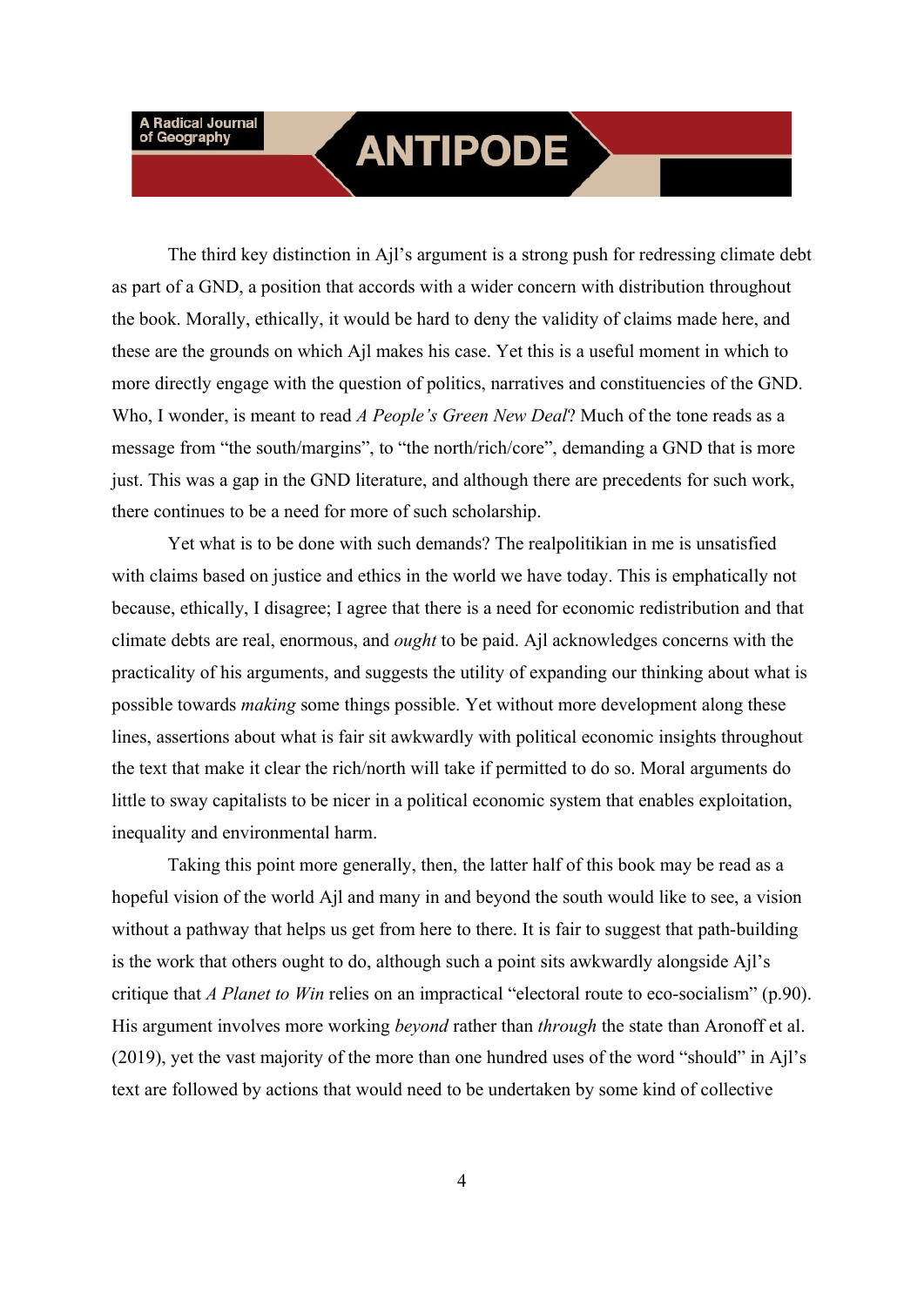The third key distinction in Ajl's argument is a strong push for redressing climate debt as part of a GND, a position that accords with a wider concern with distribution throughout the book. Morally, ethically, it would be hard to deny the validity of claims made here, and these are the grounds on which Ajl makes his case. Yet this is a useful moment in which to more directly engage with the question of politics, narratives and constituencies of the GND. Who, I wonder, is meant to read *A People's Green New Deal*? Much of the tone reads as a message from "the south/margins", to "the north/rich/core", demanding a GND that is more just. This was a gap in the GND literature, and although there are precedents for such work, there continues to be a need for more of such scholarship.

Yet what is to be done with such demands? The realpolitikian in me is unsatisfied with claims based on justice and ethics in the world we have today. This is emphatically not because, ethically, I disagree; I agree that there is a need for economic redistribution and that climate debts are real, enormous, and *ought* to be paid. Ajl acknowledges concerns with the practicality of his arguments, and suggests the utility of expanding our thinking about what is possible towards *making* some things possible. Yet without more development along these lines, assertions about what is fair sit awkwardly with political economic insights throughout the text that make it clear the rich/north will take if permitted to do so. Moral arguments do little to sway capitalists to be nicer in a political economic system that enables exploitation, inequality and environmental harm.

Taking this point more generally, then, the latter half of this book may be read as a hopeful vision of the world Ajl and many in and beyond the south would like to see, a vision without a pathway that helps us get from here to there. It is fair to suggest that path-building is the work that others ought to do, although such a point sits awkwardly alongside Ajl's critique that *A Planet to Win* relies on an impractical "electoral route to eco-socialism" (p.90). His argument involves more working *beyond* rather than *through* the state than Aronoff et al. (2019), yet the vast majority of the more than one hundred uses of the word "should" in Ajl's text are followed by actions that would need to be undertaken by some kind of collective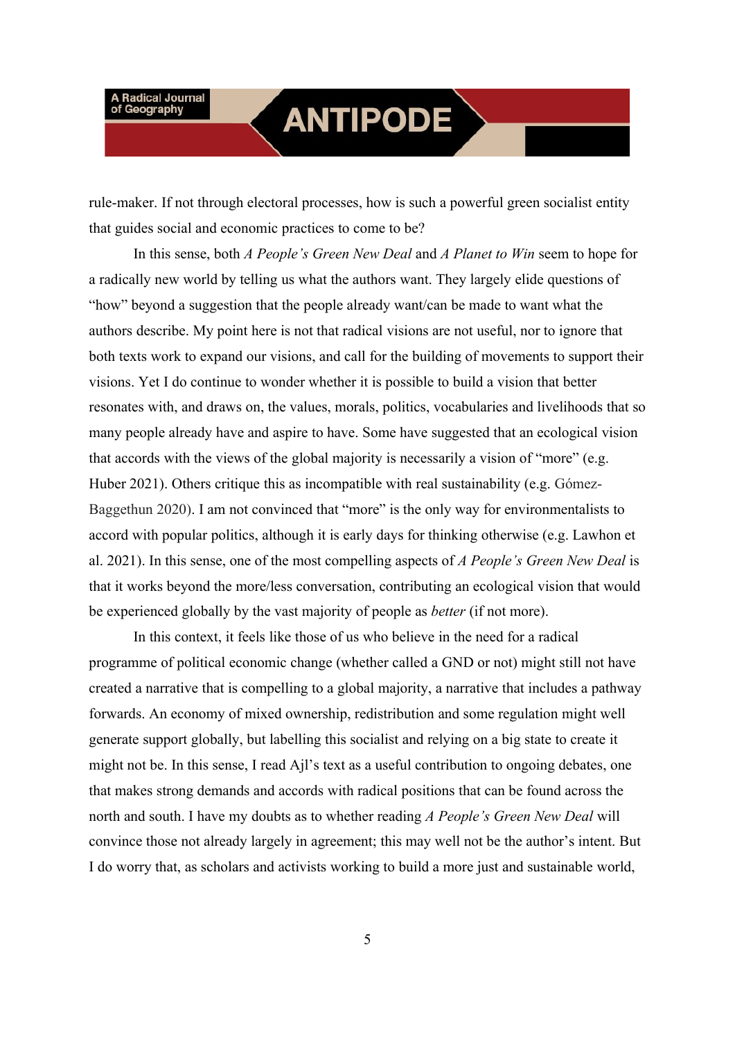rule-maker. If not through electoral processes, how is such a powerful green socialist entity that guides social and economic practices to come to be?

In this sense, both *A People's Green New Deal* and *A Planet to Win* seem to hope for a radically new world by telling us what the authors want. They largely elide questions of "how" beyond a suggestion that the people already want/can be made to want what the authors describe. My point here is not that radical visions are not useful, nor to ignore that both texts work to expand our visions, and call for the building of movements to support their visions. Yet I do continue to wonder whether it is possible to build a vision that better resonates with, and draws on, the values, morals, politics, vocabularies and livelihoods that so many people already have and aspire to have. Some have suggested that an ecological vision that accords with the views of the global majority is necessarily a vision of "more" (e.g. Huber 2021). Others critique this as incompatible with real sustainability (e.g. Gómez-Baggethun 2020). I am not convinced that "more" is the only way for environmentalists to accord with popular politics, although it is early days for thinking otherwise (e.g. Lawhon et al. 2021). In this sense, one of the most compelling aspects of *A People's Green New Deal* is that it works beyond the more/less conversation, contributing an ecological vision that would be experienced globally by the vast majority of people as *better* (if not more).

In this context, it feels like those of us who believe in the need for a radical programme of political economic change (whether called a GND or not) might still not have created a narrative that is compelling to a global majority, a narrative that includes a pathway forwards. An economy of mixed ownership, redistribution and some regulation might well generate support globally, but labelling this socialist and relying on a big state to create it might not be. In this sense, I read Ajl's text as a useful contribution to ongoing debates, one that makes strong demands and accords with radical positions that can be found across the north and south. I have my doubts as to whether reading *A People's Green New Deal* will convince those not already largely in agreement; this may well not be the author's intent. But I do worry that, as scholars and activists working to build a more just and sustainable world,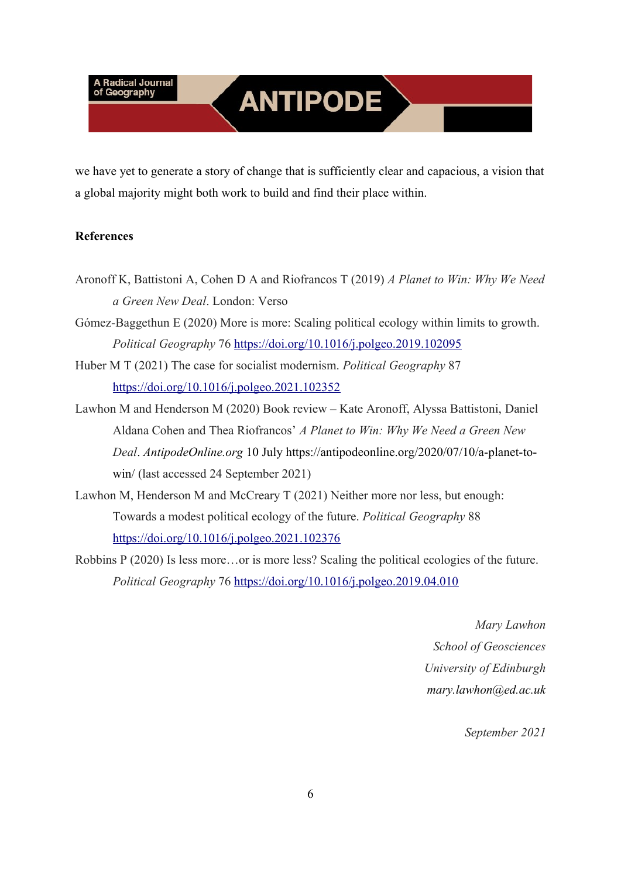we have yet to generate a story of change that is sufficiently clear and capacious, a vision that a global majority might both work to build and find their place within.

**References**

Aronoff K, Battistoni A, Cohen D A and Riofrancos T (2019) *A Planet to Win: Why We Need a Green New Deal*. London: Verso

Gómez-Baggethun E (2020) More is more: Scaling political ecology within limits to growth. *Political Geography* 76 https://doi.org/10.1016/j.polgeo.2019.102095

Huber M T (2021) The case for socialist modernism. *Political Geography* 87 https://doi.org/10.1016/j.polgeo.2021.102352

Lawhon M and Henderson M (2020) Book review – Kate Aronoff, Alyssa Battistoni, Daniel Aldana Cohen and Thea Riofrancos' *A Planet to Win: Why We Need a Green New Deal*. *AntipodeOnline.org* 10 July https://antipodeonline.org/2020/07/10/a-planet-to-win/ (last accessed 24 September 2021)

Lawhon M, Henderson M and McCreary T (2021) Neither more nor less, but enough: Towards a modest political ecology of the future. *Political Geography* 88 https://doi.org/10.1016/j.polgeo.2021.102376

Robbins P (2020) Is less more…or is more less? Scaling the political ecologies of the future. *Political Geography* 76 https://doi.org/10.1016/j.polgeo.2019.04.010

*Mary Lawhon*
*School of Geosciences*
*University of Edinburgh*
*mary.lawhon@ed.ac.uk*

*September 2021*